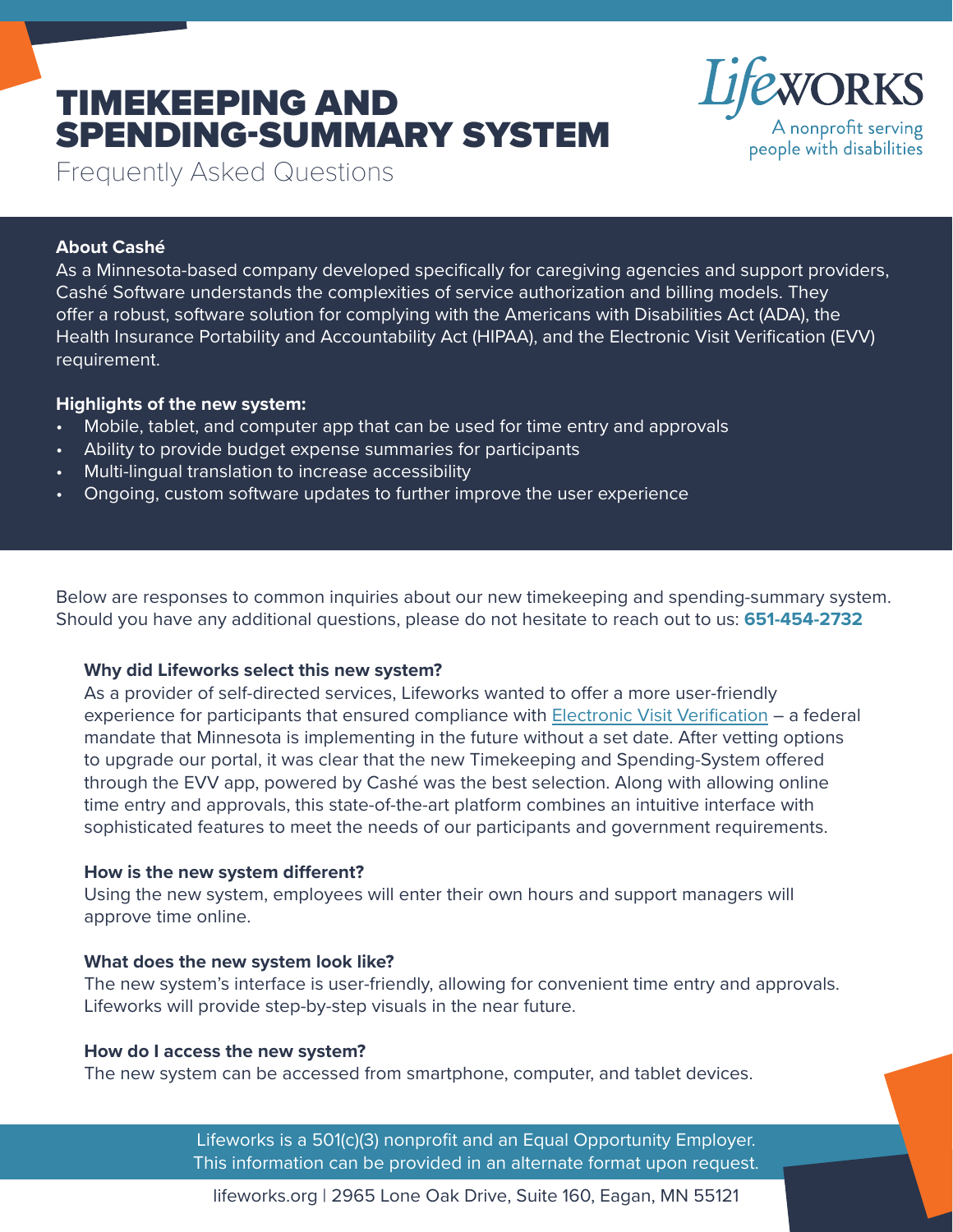# TIMEKEEPING AND SPENDING-SUMMARY SYSTEM

Frequently Asked Questions

Lifeworks
A nonprofit serving people with disabilities

**About Cashé**

As a Minnesota-based company developed specifically for caregiving agencies and support providers, Cashé Software understands the complexities of service authorization and billing models. They offer a robust, software solution for complying with the Americans with Disabilities Act (ADA), the Health Insurance Portability and Accountability Act (HIPAA), and the Electronic Visit Verification (EVV) requirement.

**Highlights of the new system:**

- Mobile, tablet, and computer app that can be used for time entry and approvals
- Ability to provide budget expense summaries for participants
- Multi-lingual translation to increase accessibility
- Ongoing, custom software updates to further improve the user experience

Below are responses to common inquiries about our new timekeeping and spending-summary system. Should you have any additional questions, please do not hesitate to reach out to us: **651-454-2732**

**Why did Lifeworks select this new system?**

As a provider of self-directed services, Lifeworks wanted to offer a more user-friendly experience for participants that ensured compliance with Electronic Visit Verification – a federal mandate that Minnesota is implementing in the future without a set date. After vetting options to upgrade our portal, it was clear that the new Timekeeping and Spending-System offered through the EVV app, powered by Cashé was the best selection. Along with allowing online time entry and approvals, this state-of-the-art platform combines an intuitive interface with sophisticated features to meet the needs of our participants and government requirements.

**How is the new system different?**

Using the new system, employees will enter their own hours and support managers will approve time online.

**What does the new system look like?**

The new system's interface is user-friendly, allowing for convenient time entry and approvals. Lifeworks will provide step-by-step visuals in the near future.

**How do I access the new system?**

The new system can be accessed from smartphone, computer, and tablet devices.

Lifeworks is a 501(c)(3) nonprofit and an Equal Opportunity Employer.
This information can be provided in an alternate format upon request.

lifeworks.org | 2965 Lone Oak Drive, Suite 160, Eagan, MN 55121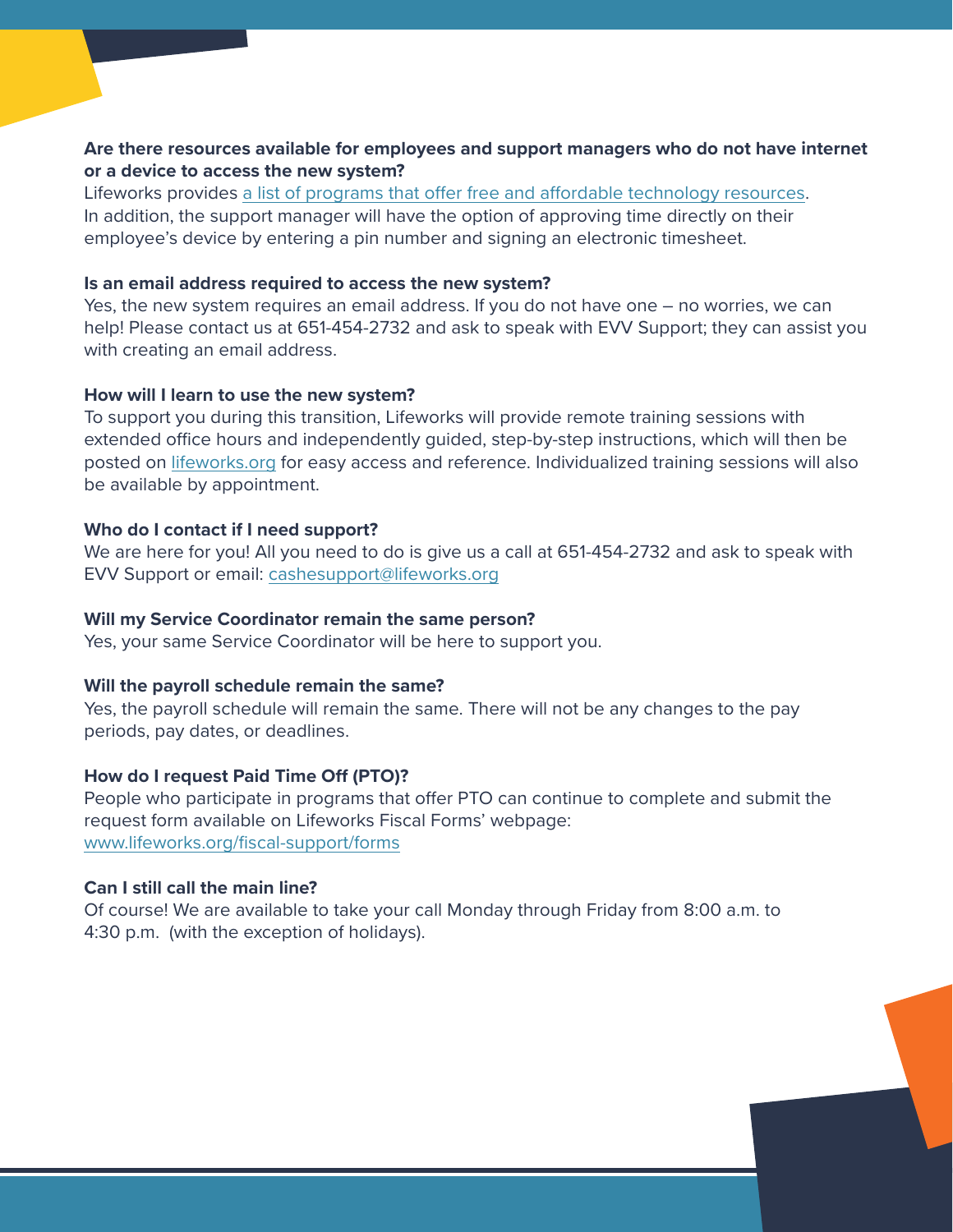**Are there resources available for employees and support managers who do not have internet or a device to access the new system?**

Lifeworks provides a list of programs that offer free and affordable technology resources. In addition, the support manager will have the option of approving time directly on their employee's device by entering a pin number and signing an electronic timesheet.

**Is an email address required to access the new system?**

Yes, the new system requires an email address. If you do not have one – no worries, we can help! Please contact us at 651-454-2732 and ask to speak with EVV Support; they can assist you with creating an email address.

**How will I learn to use the new system?**

To support you during this transition, Lifeworks will provide remote training sessions with extended office hours and independently guided, step-by-step instructions, which will then be posted on lifeworks.org for easy access and reference. Individualized training sessions will also be available by appointment.

**Who do I contact if I need support?**

We are here for you! All you need to do is give us a call at 651-454-2732 and ask to speak with EVV Support or email: cashesupport@lifeworks.org

**Will my Service Coordinator remain the same person?**

Yes, your same Service Coordinator will be here to support you.

**Will the payroll schedule remain the same?**

Yes, the payroll schedule will remain the same. There will not be any changes to the pay periods, pay dates, or deadlines.

**How do I request Paid Time Off (PTO)?**

People who participate in programs that offer PTO can continue to complete and submit the request form available on Lifeworks Fiscal Forms' webpage: www.lifeworks.org/fiscal-support/forms

**Can I still call the main line?**

Of course! We are available to take your call Monday through Friday from 8:00 a.m. to 4:30 p.m. (with the exception of holidays).